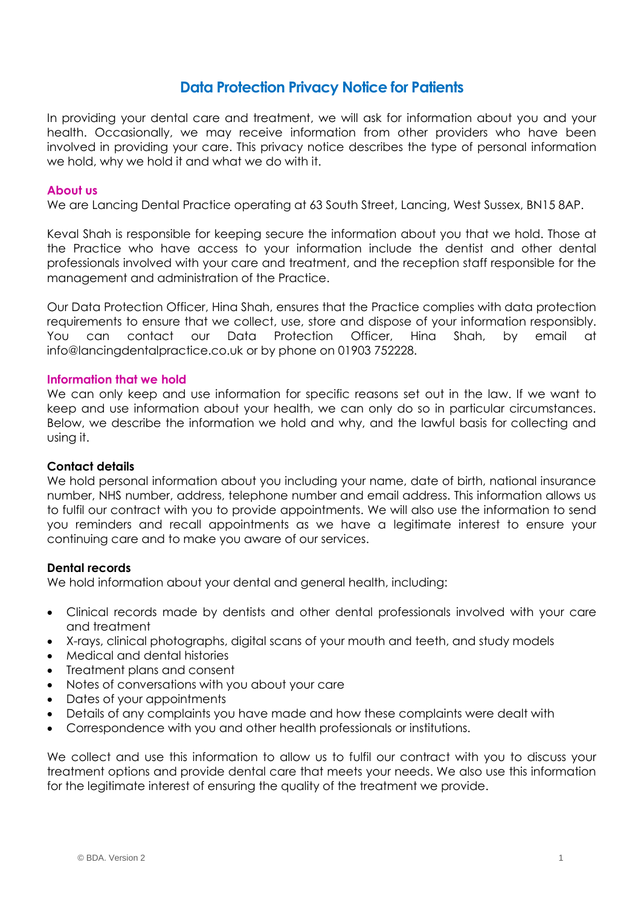# Data Protection Privacy Notice for Patients

In providing your dental care and treatment, we will ask for information about you and your health. Occasionally, we may receive information from other providers who have been involved in providing your care. This privacy notice describes the type of personal information we hold, why we hold it and what we do with it.

## About us

We are Lancing Dental Practice operating at 63 South Street, Lancing, West Sussex, BN15 8AP.

Keval Shah is responsible for keeping secure the information about you that we hold. Those at the Practice who have access to your information include the dentist and other dental professionals involved with your care and treatment, and the reception staff responsible for the management and administration of the Practice.

Our Data Protection Officer, Hina Shah, ensures that the Practice complies with data protection requirements to ensure that we collect, use, store and dispose of your information responsibly. You can contact our Data Protection Officer, Hina Shah, by email at info@lancingdentalpractice.co.uk or by phone on 01903 752228.

## Information that we hold

We can only keep and use information for specific reasons set out in the law. If we want to keep and use information about your health, we can only do so in particular circumstances. Below, we describe the information we hold and why, and the lawful basis for collecting and using it.

### Contact details

We hold personal information about you including your name, date of birth, national insurance number, NHS number, address, telephone number and email address. This information allows us to fulfil our contract with you to provide appointments. We will also use the information to send you reminders and recall appointments as we have a legitimate interest to ensure your continuing care and to make you aware of our services.

### Dental records

We hold information about your dental and general health, including:

- Clinical records made by dentists and other dental professionals involved with your care and treatment
- X-rays, clinical photographs, digital scans of your mouth and teeth, and study models
- Medical and dental histories
- Treatment plans and consent
- Notes of conversations with you about your care
- Dates of your appointments
- Details of any complaints you have made and how these complaints were dealt with
- Correspondence with you and other health professionals or institutions.

We collect and use this information to allow us to fulfil our contract with you to discuss your treatment options and provide dental care that meets your needs. We also use this information for the legitimate interest of ensuring the quality of the treatment we provide.

© BDA. Version 2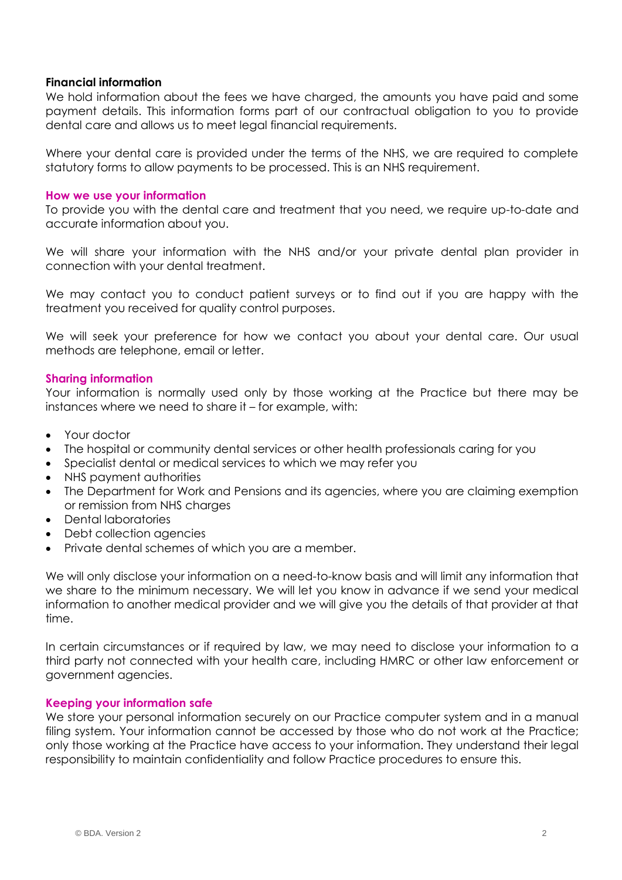**Financial information**

We hold information about the fees we have charged, the amounts you have paid and some payment details. This information forms part of our contractual obligation to you to provide dental care and allows us to meet legal financial requirements.

Where your dental care is provided under the terms of the NHS, we are required to complete statutory forms to allow payments to be processed. This is an NHS requirement.

## How we use your information

To provide you with the dental care and treatment that you need, we require up-to-date and accurate information about you.

We will share your information with the NHS and/or your private dental plan provider in connection with your dental treatment.

We may contact you to conduct patient surveys or to find out if you are happy with the treatment you received for quality control purposes.

We will seek your preference for how we contact you about your dental care. Our usual methods are telephone, email or letter.

## Sharing information

Your information is normally used only by those working at the Practice but there may be instances where we need to share it – for example, with:

- Your doctor
- The hospital or community dental services or other health professionals caring for you
- Specialist dental or medical services to which we may refer you
- NHS payment authorities
- The Department for Work and Pensions and its agencies, where you are claiming exemption or remission from NHS charges
- Dental laboratories
- Debt collection agencies
- Private dental schemes of which you are a member.

We will only disclose your information on a need-to-know basis and will limit any information that we share to the minimum necessary. We will let you know in advance if we send your medical information to another medical provider and we will give you the details of that provider at that time.

In certain circumstances or if required by law, we may need to disclose your information to a third party not connected with your health care, including HMRC or other law enforcement or government agencies.

## Keeping your information safe

We store your personal information securely on our Practice computer system and in a manual filing system. Your information cannot be accessed by those who do not work at the Practice; only those working at the Practice have access to your information. They understand their legal responsibility to maintain confidentiality and follow Practice procedures to ensure this.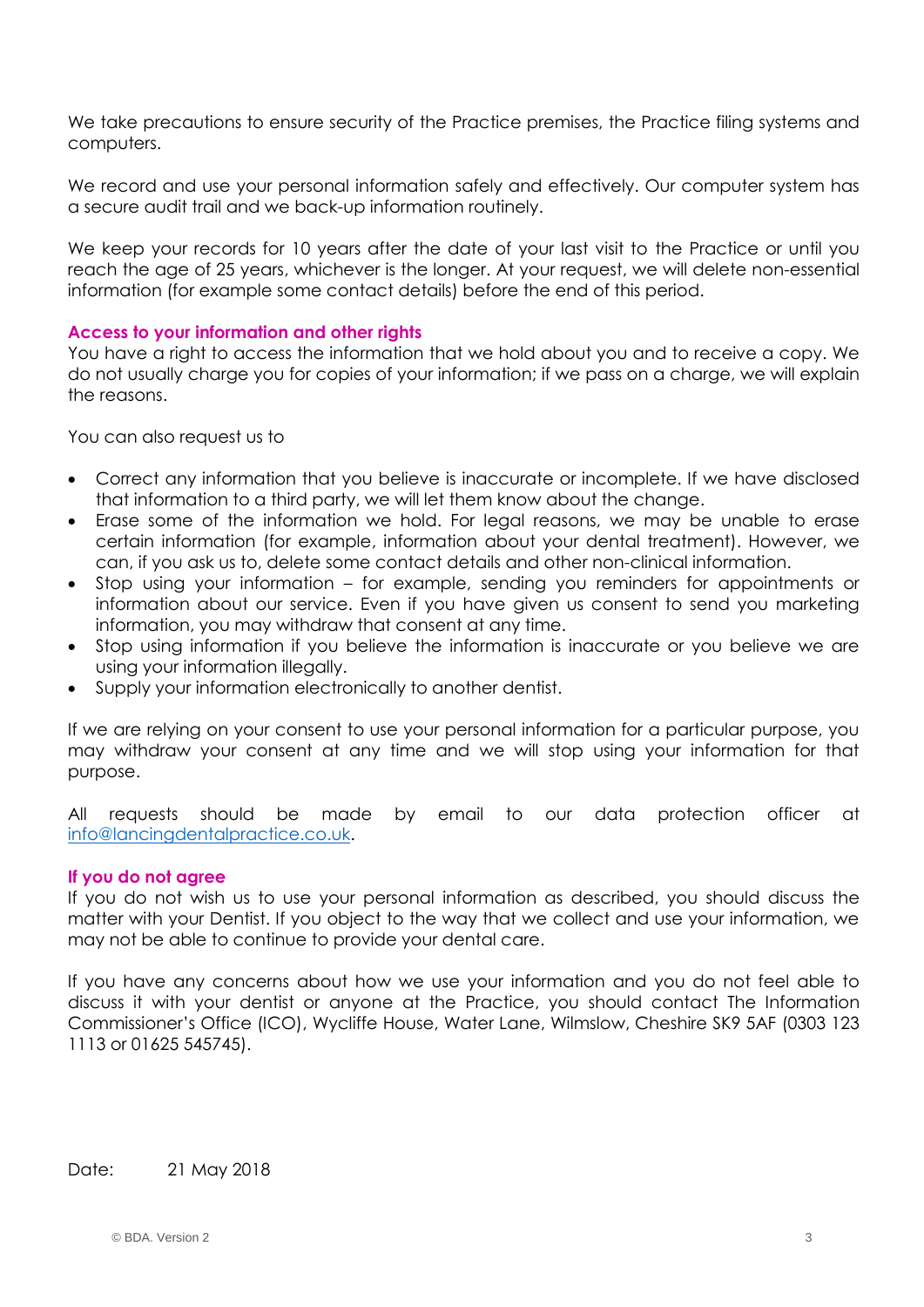We take precautions to ensure security of the Practice premises, the Practice filing systems and computers.

We record and use your personal information safely and effectively. Our computer system has a secure audit trail and we back-up information routinely.

We keep your records for 10 years after the date of your last visit to the Practice or until you reach the age of 25 years, whichever is the longer. At your request, we will delete non-essential information (for example some contact details) before the end of this period.

## Access to your information and other rights

You have a right to access the information that we hold about you and to receive a copy. We do not usually charge you for copies of your information; if we pass on a charge, we will explain the reasons.

You can also request us to

- Correct any information that you believe is inaccurate or incomplete. If we have disclosed that information to a third party, we will let them know about the change.
- Erase some of the information we hold. For legal reasons, we may be unable to erase certain information (for example, information about your dental treatment). However, we can, if you ask us to, delete some contact details and other non-clinical information.
- Stop using your information – for example, sending you reminders for appointments or information about our service. Even if you have given us consent to send you marketing information, you may withdraw that consent at any time.
- Stop using information if you believe the information is inaccurate or you believe we are using your information illegally.
- Supply your information electronically to another dentist.

If we are relying on your consent to use your personal information for a particular purpose, you may withdraw your consent at any time and we will stop using your information for that purpose.

All requests should be made by email to our data protection officer at info@lancingdentalpractice.co.uk.

## If you do not agree

If you do not wish us to use your personal information as described, you should discuss the matter with your Dentist. If you object to the way that we collect and use your information, we may not be able to continue to provide your dental care.

If you have any concerns about how we use your information and you do not feel able to discuss it with your dentist or anyone at the Practice, you should contact The Information Commissioner's Office (ICO), Wycliffe House, Water Lane, Wilmslow, Cheshire SK9 5AF (0303 123 1113 or 01625 545745).

Date: 21 May 2018

© BDA. Version 2